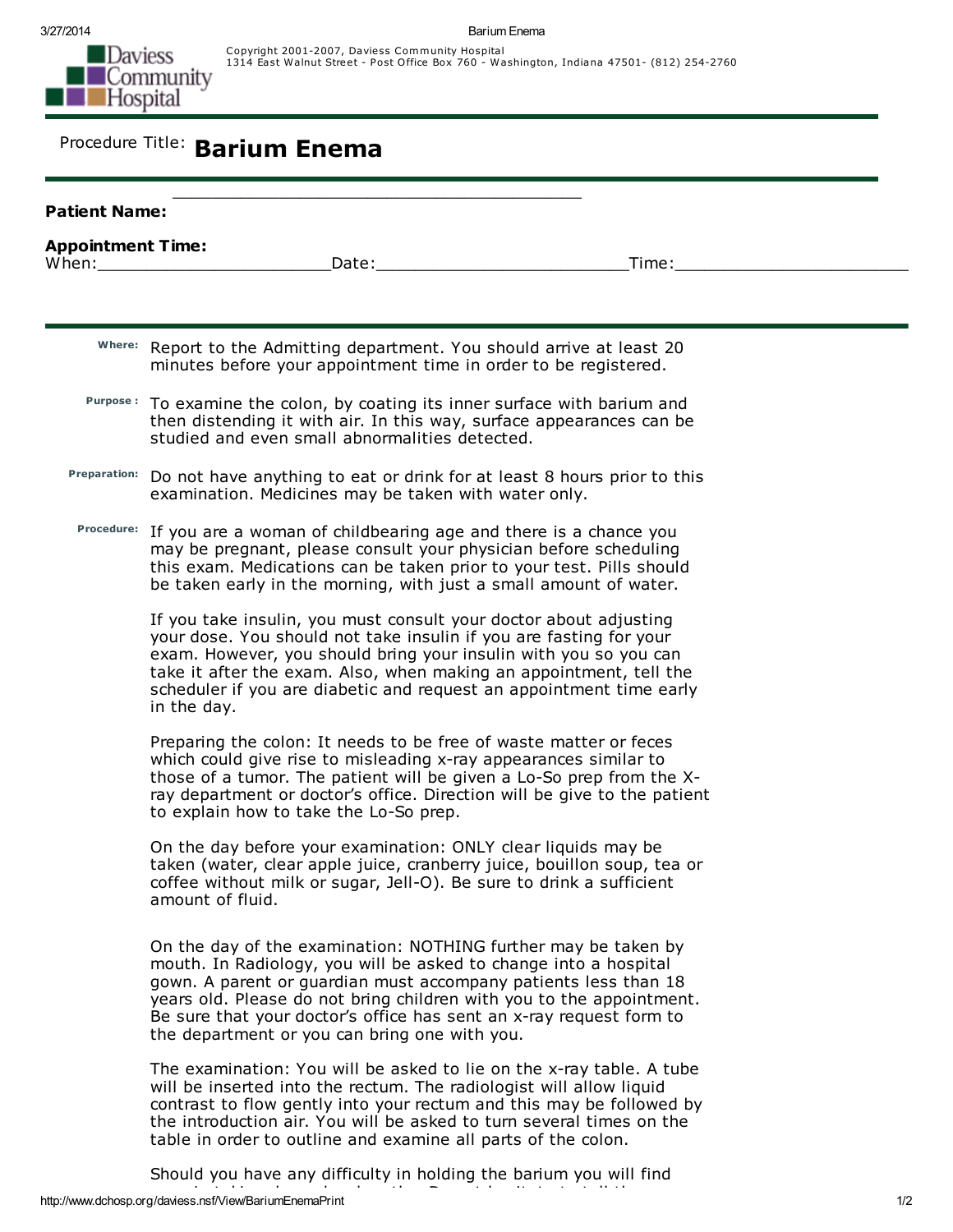Daviess Community Hospital

Copyright 2001-2007, Daviess Community Hospital
1314 East Walnut Street - Post Office Box 760 - Washington, Indiana 47501- (812) 254-2760

Procedure Title: **Barium Enema**

**Patient Name:** ___________________________________________

**Appointment Time:**
When:_______________________Date:_________________________Time:________________________

**Where:** Report to the Admitting department. You should arrive at least 20 minutes before your appointment time in order to be registered.

**Purpose :** To examine the colon, by coating its inner surface with barium and then distending it with air. In this way, surface appearances can be studied and even small abnormalities detected.

**Preparation:** Do not have anything to eat or drink for at least 8 hours prior to this examination. Medicines may be taken with water only.

**Procedure:** If you are a woman of childbearing age and there is a chance you may be pregnant, please consult your physician before scheduling this exam. Medications can be taken prior to your test. Pills should be taken early in the morning, with just a small amount of water.

If you take insulin, you must consult your doctor about adjusting your dose. You should not take insulin if you are fasting for your exam. However, you should bring your insulin with you so you can take it after the exam. Also, when making an appointment, tell the scheduler if you are diabetic and request an appointment time early in the day.

Preparing the colon: It needs to be free of waste matter or feces which could give rise to misleading x-ray appearances similar to those of a tumor. The patient will be given a Lo-So prep from the X-ray department or doctor's office. Direction will be give to the patient to explain how to take the Lo-So prep.

On the day before your examination: ONLY clear liquids may be taken (water, clear apple juice, cranberry juice, bouillon soup, tea or coffee without milk or sugar, Jell-O). Be sure to drink a sufficient amount of fluid.

On the day of the examination: NOTHING further may be taken by mouth. In Radiology, you will be asked to change into a hospital gown. A parent or guardian must accompany patients less than 18 years old. Please do not bring children with you to the appointment. Be sure that your doctor's office has sent an x-ray request form to the department or you can bring one with you.

The examination: You will be asked to lie on the x-ray table. A tube will be inserted into the rectum. The radiologist will allow liquid contrast to flow gently into your rectum and this may be followed by the introduction air. You will be asked to turn several times on the table in order to outline and examine all parts of the colon.

Should you have any difficulty in holding the barium you will find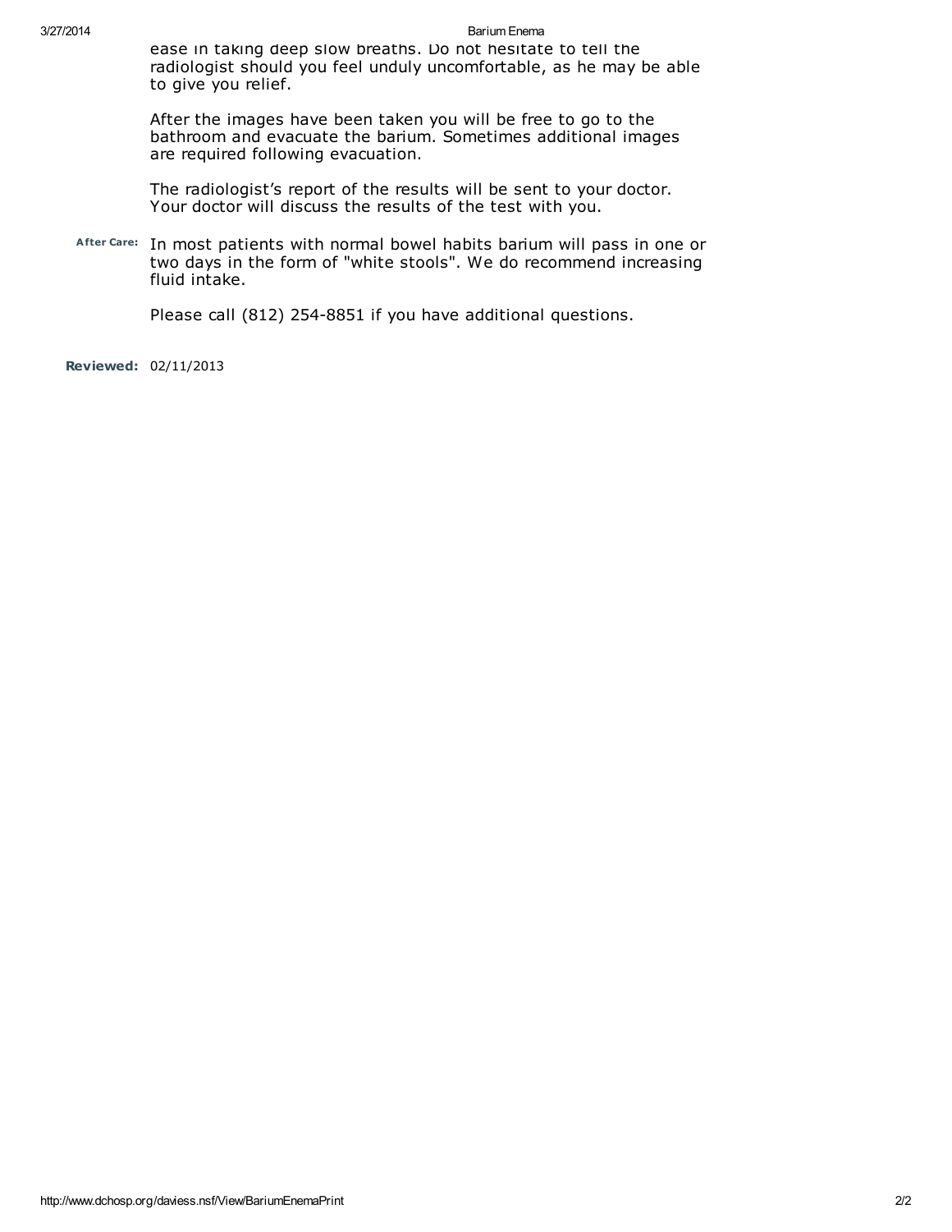ease in taking deep slow breaths. Do not hesitate to tell the radiologist should you feel unduly uncomfortable, as he may be able to give you relief.

After the images have been taken you will be free to go to the bathroom and evacuate the barium. Sometimes additional images are required following evacuation.

The radiologist's report of the results will be sent to your doctor. Your doctor will discuss the results of the test with you.

**After Care:** In most patients with normal bowel habits barium will pass in one or two days in the form of "white stools". We do recommend increasing fluid intake.

Please call (812) 254-8851 if you have additional questions.

**Reviewed:** 02/11/2013